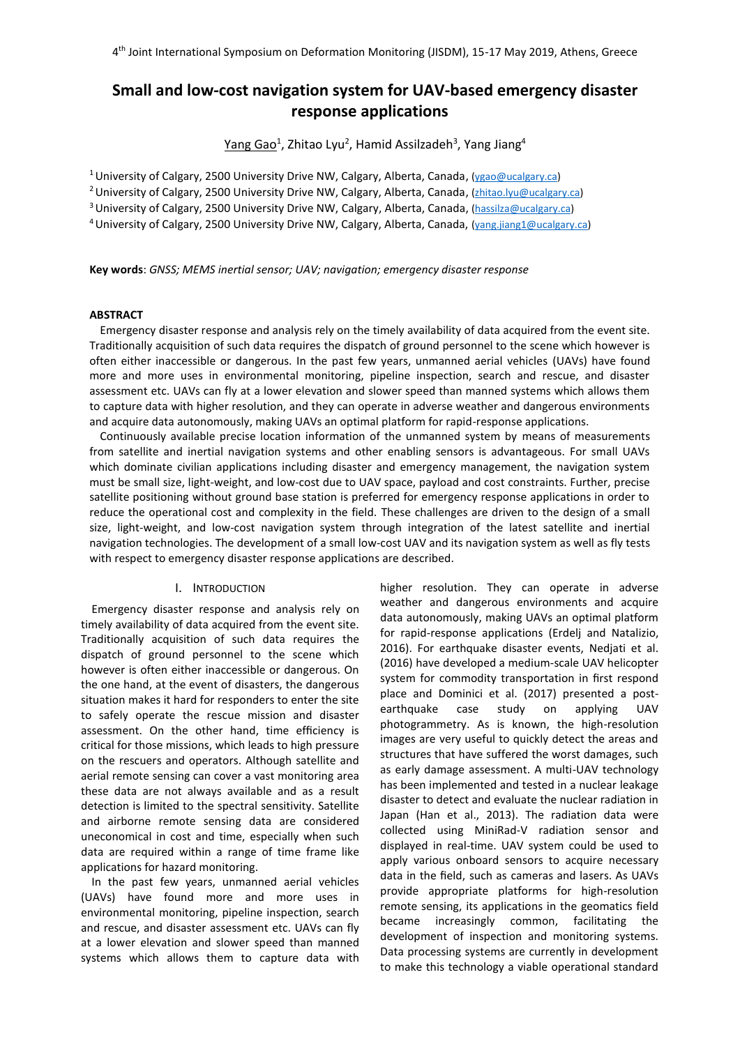# Small and low-cost navigation system for UAV-based emergency disaster response applications

Yang Gao[1], Zhitao Lyu[2], Hamid Assilzadeh[3], Yang Jiang[4]

[1] University of Calgary, 2500 University Drive NW, Calgary, Alberta, Canada, (ygao@ucalgary.ca)

[2] University of Calgary, 2500 University Drive NW, Calgary, Alberta, Canada, (zhitao.lyu@ucalgary.ca)

[3] University of Calgary, 2500 University Drive NW, Calgary, Alberta, Canada, (hassilza@ucalgary.ca)

[4] University of Calgary, 2500 University Drive NW, Calgary, Alberta, Canada, (yang.jiang1@ucalgary.ca)

**Key words**: *GNSS; MEMS inertial sensor; UAV; navigation; emergency disaster response*

## ABSTRACT

Emergency disaster response and analysis rely on the timely availability of data acquired from the event site. Traditionally acquisition of such data requires the dispatch of ground personnel to the scene which however is often either inaccessible or dangerous. In the past few years, unmanned aerial vehicles (UAVs) have found more and more uses in environmental monitoring, pipeline inspection, search and rescue, and disaster assessment etc. UAVs can fly at a lower elevation and slower speed than manned systems which allows them to capture data with higher resolution, and they can operate in adverse weather and dangerous environments and acquire data autonomously, making UAVs an optimal platform for rapid-response applications.

Continuously available precise location information of the unmanned system by means of measurements from satellite and inertial navigation systems and other enabling sensors is advantageous. For small UAVs which dominate civilian applications including disaster and emergency management, the navigation system must be small size, light-weight, and low-cost due to UAV space, payload and cost constraints. Further, precise satellite positioning without ground base station is preferred for emergency response applications in order to reduce the operational cost and complexity in the field. These challenges are driven to the design of a small size, light-weight, and low-cost navigation system through integration of the latest satellite and inertial navigation technologies. The development of a small low-cost UAV and its navigation system as well as fly tests with respect to emergency disaster response applications are described.

## I. INTRODUCTION

Emergency disaster response and analysis rely on timely availability of data acquired from the event site. Traditionally acquisition of such data requires the dispatch of ground personnel to the scene which however is often either inaccessible or dangerous. On the one hand, at the event of disasters, the dangerous situation makes it hard for responders to enter the site to safely operate the rescue mission and disaster assessment. On the other hand, time efficiency is critical for those missions, which leads to high pressure on the rescuers and operators. Although satellite and aerial remote sensing can cover a vast monitoring area these data are not always available and as a result detection is limited to the spectral sensitivity. Satellite and airborne remote sensing data are considered uneconomical in cost and time, especially when such data are required within a range of time frame like applications for hazard monitoring.

In the past few years, unmanned aerial vehicles (UAVs) have found more and more uses in environmental monitoring, pipeline inspection, search and rescue, and disaster assessment etc. UAVs can fly at a lower elevation and slower speed than manned systems which allows them to capture data with higher resolution. They can operate in adverse weather and dangerous environments and acquire data autonomously, making UAVs an optimal platform for rapid-response applications (Erdelj and Natalizio, 2016). For earthquake disaster events, Nedjati et al. (2016) have developed a medium-scale UAV helicopter system for commodity transportation in first respond place and Dominici et al. (2017) presented a post-earthquake case study on applying UAV photogrammetry. As is known, the high-resolution images are very useful to quickly detect the areas and structures that have suffered the worst damages, such as early damage assessment. A multi-UAV technology has been implemented and tested in a nuclear leakage disaster to detect and evaluate the nuclear radiation in Japan (Han et al., 2013). The radiation data were collected using MiniRad-V radiation sensor and displayed in real-time. UAV system could be used to apply various onboard sensors to acquire necessary data in the field, such as cameras and lasers. As UAVs provide appropriate platforms for high-resolution remote sensing, its applications in the geomatics field became increasingly common, facilitating the development of inspection and monitoring systems. Data processing systems are currently in development to make this technology a viable operational standard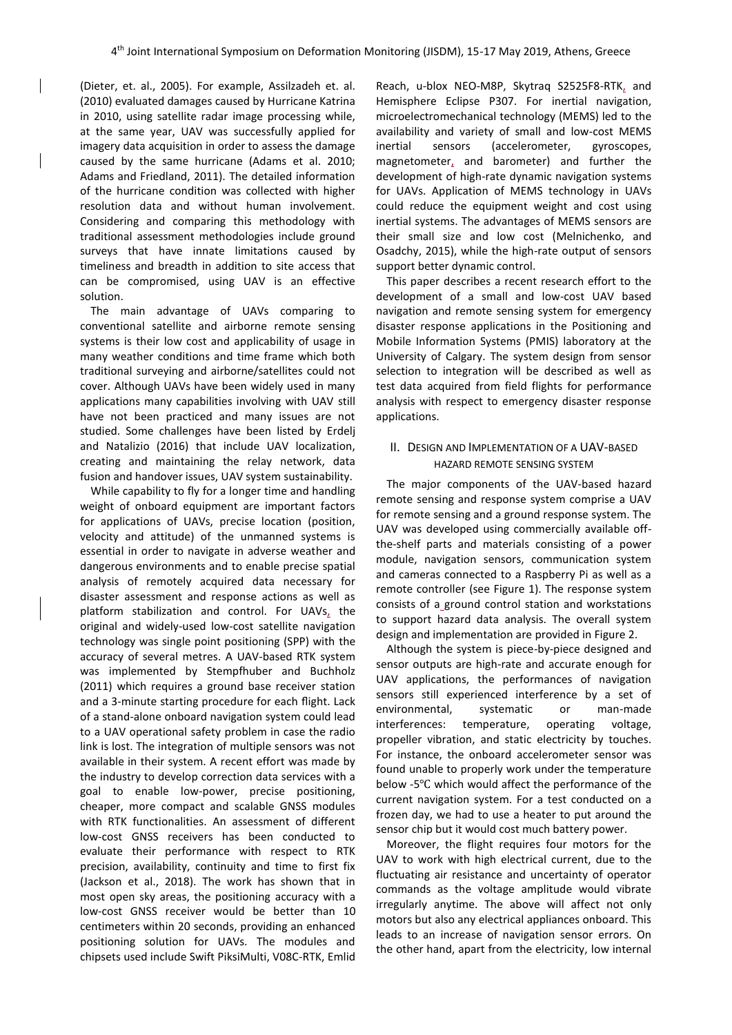(Dieter, et. al., 2005). For example, Assilzadeh et. al. (2010) evaluated damages caused by Hurricane Katrina in 2010, using satellite radar image processing while, at the same year, UAV was successfully applied for imagery data acquisition in order to assess the damage caused by the same hurricane (Adams et al. 2010; Adams and Friedland, 2011). The detailed information of the hurricane condition was collected with higher resolution data and without human involvement. Considering and comparing this methodology with traditional assessment methodologies include ground surveys that have innate limitations caused by timeliness and breadth in addition to site access that can be compromised, using UAV is an effective solution.

The main advantage of UAVs comparing to conventional satellite and airborne remote sensing systems is their low cost and applicability of usage in many weather conditions and time frame which both traditional surveying and airborne/satellites could not cover. Although UAVs have been widely used in many applications many capabilities involving with UAV still have not been practiced and many issues are not studied. Some challenges have been listed by Erdelj and Natalizio (2016) that include UAV localization, creating and maintaining the relay network, data fusion and handover issues, UAV system sustainability.

While capability to fly for a longer time and handling weight of onboard equipment are important factors for applications of UAVs, precise location (position, velocity and attitude) of the unmanned systems is essential in order to navigate in adverse weather and dangerous environments and to enable precise spatial analysis of remotely acquired data necessary for disaster assessment and response actions as well as platform stabilization and control. For UAVs, the original and widely-used low-cost satellite navigation technology was single point positioning (SPP) with the accuracy of several metres. A UAV-based RTK system was implemented by Stempfhuber and Buchholz (2011) which requires a ground base receiver station and a 3-minute starting procedure for each flight. Lack of a stand-alone onboard navigation system could lead to a UAV operational safety problem in case the radio link is lost. The integration of multiple sensors was not available in their system. A recent effort was made by the industry to develop correction data services with a goal to enable low-power, precise positioning, cheaper, more compact and scalable GNSS modules with RTK functionalities. An assessment of different low-cost GNSS receivers has been conducted to evaluate their performance with respect to RTK precision, availability, continuity and time to first fix (Jackson et al., 2018). The work has shown that in most open sky areas, the positioning accuracy with a low-cost GNSS receiver would be better than 10 centimeters within 20 seconds, providing an enhanced positioning solution for UAVs. The modules and chipsets used include Swift PiksiMulti, V08C-RTK, Emlid Reach, u-blox NEO-M8P, Skytraq S2525F8-RTK, and Hemisphere Eclipse P307. For inertial navigation, microelectromechanical technology (MEMS) led to the availability and variety of small and low-cost MEMS inertial sensors (accelerometer, gyroscopes, magnetometer, and barometer) and further the development of high-rate dynamic navigation systems for UAVs. Application of MEMS technology in UAVs could reduce the equipment weight and cost using inertial systems. The advantages of MEMS sensors are their small size and low cost (Melnichenko, and Osadchy, 2015), while the high-rate output of sensors support better dynamic control.

This paper describes a recent research effort to the development of a small and low-cost UAV based navigation and remote sensing system for emergency disaster response applications in the Positioning and Mobile Information Systems (PMIS) laboratory at the University of Calgary. The system design from sensor selection to integration will be described as well as test data acquired from field flights for performance analysis with respect to emergency disaster response applications.

## II. Design and Implementation of a UAV-based Hazard Remote Sensing System

The major components of the UAV-based hazard remote sensing and response system comprise a UAV for remote sensing and a ground response system. The UAV was developed using commercially available off-the-shelf parts and materials consisting of a power module, navigation sensors, communication system and cameras connected to a Raspberry Pi as well as a remote controller (see Figure 1). The response system consists of a ground control station and workstations to support hazard data analysis. The overall system design and implementation are provided in Figure 2.

Although the system is piece-by-piece designed and sensor outputs are high-rate and accurate enough for UAV applications, the performances of navigation sensors still experienced interference by a set of environmental, systematic or man-made interferences: temperature, operating voltage, propeller vibration, and static electricity by touches. For instance, the onboard accelerometer sensor was found unable to properly work under the temperature below -5℃ which would affect the performance of the current navigation system. For a test conducted on a frozen day, we had to use a heater to put around the sensor chip but it would cost much battery power.

Moreover, the flight requires four motors for the UAV to work with high electrical current, due to the fluctuating air resistance and uncertainty of operator commands as the voltage amplitude would vibrate irregularly anytime. The above will affect not only motors but also any electrical appliances onboard. This leads to an increase of navigation sensor errors. On the other hand, apart from the electricity, low internal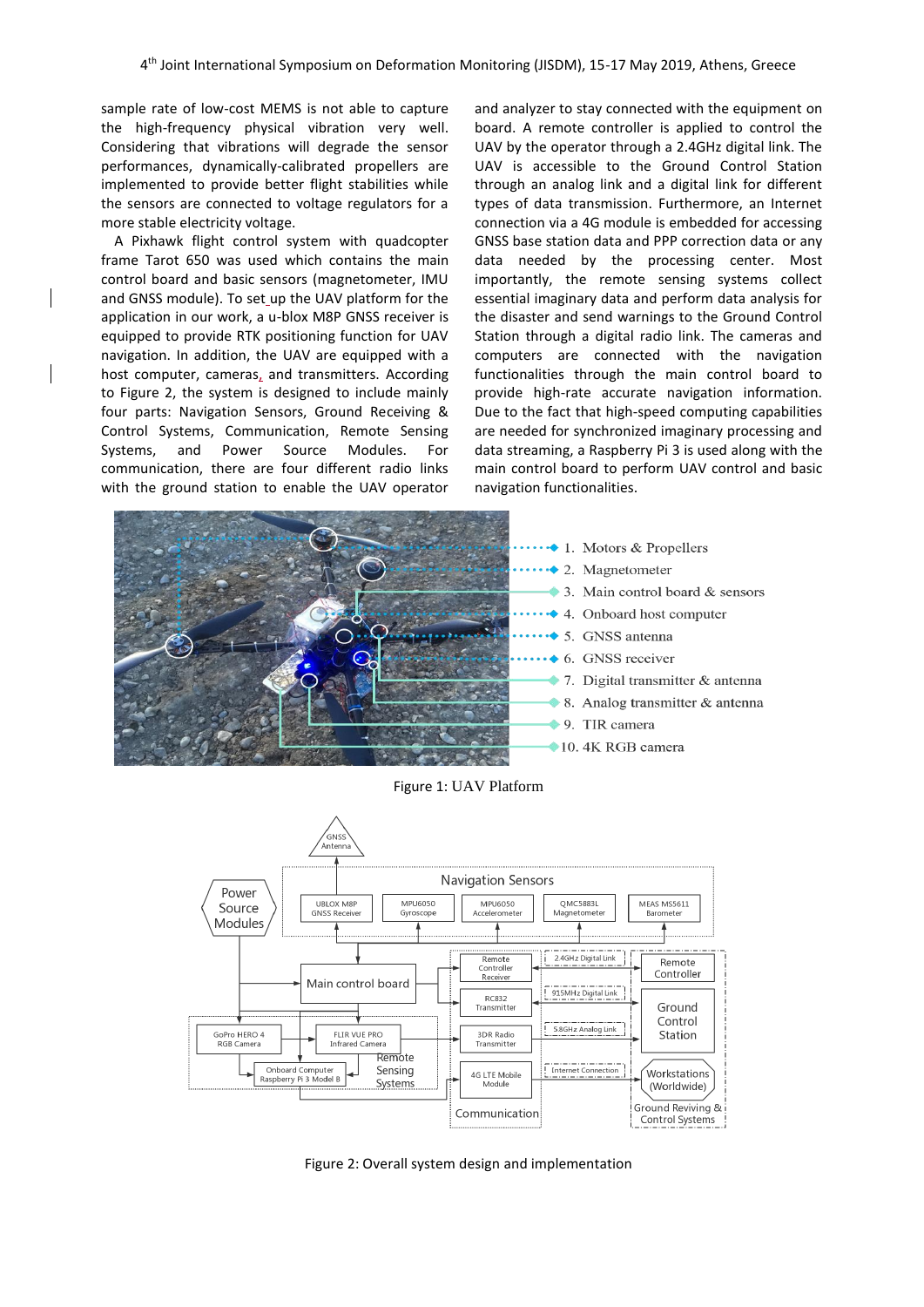sample rate of low-cost MEMS is not able to capture the high-frequency physical vibration very well. Considering that vibrations will degrade the sensor performances, dynamically-calibrated propellers are implemented to provide better flight stabilities while the sensors are connected to voltage regulators for a more stable electricity voltage.

A Pixhawk flight control system with quadcopter frame Tarot 650 was used which contains the main control board and basic sensors (magnetometer, IMU and GNSS module). To set up the UAV platform for the application in our work, a u-blox M8P GNSS receiver is equipped to provide RTK positioning function for UAV navigation. In addition, the UAV are equipped with a host computer, cameras, and transmitters. According to Figure 2, the system is designed to include mainly four parts: Navigation Sensors, Ground Receiving & Control Systems, Communication, Remote Sensing Systems, and Power Source Modules. For communication, there are four different radio links with the ground station to enable the UAV operator and analyzer to stay connected with the equipment on board. A remote controller is applied to control the UAV by the operator through a 2.4GHz digital link. The UAV is accessible to the Ground Control Station through an analog link and a digital link for different types of data transmission. Furthermore, an Internet connection via a 4G module is embedded for accessing GNSS base station data and PPP correction data or any data needed by the processing center. Most importantly, the remote sensing systems collect essential imaginary data and perform data analysis for the disaster and send warnings to the Ground Control Station through a digital radio link. The cameras and computers are connected with the navigation functionalities through the main control board to provide high-rate accurate navigation information. Due to the fact that high-speed computing capabilities are needed for synchronized imaginary processing and data streaming, a Raspberry Pi 3 is used along with the main control board to perform UAV control and basic navigation functionalities.

1. Motors & Propellers
2. Magnetometer
3. Main control board & sensors
4. Onboard host computer
5. GNSS antenna
6. GNSS receiver
7. Digital transmitter & antenna
8. Analog transmitter & antenna
9. TIR camera
10. 4K RGB camera

Figure 1: UAV Platform

Figure 2: Overall system design and implementation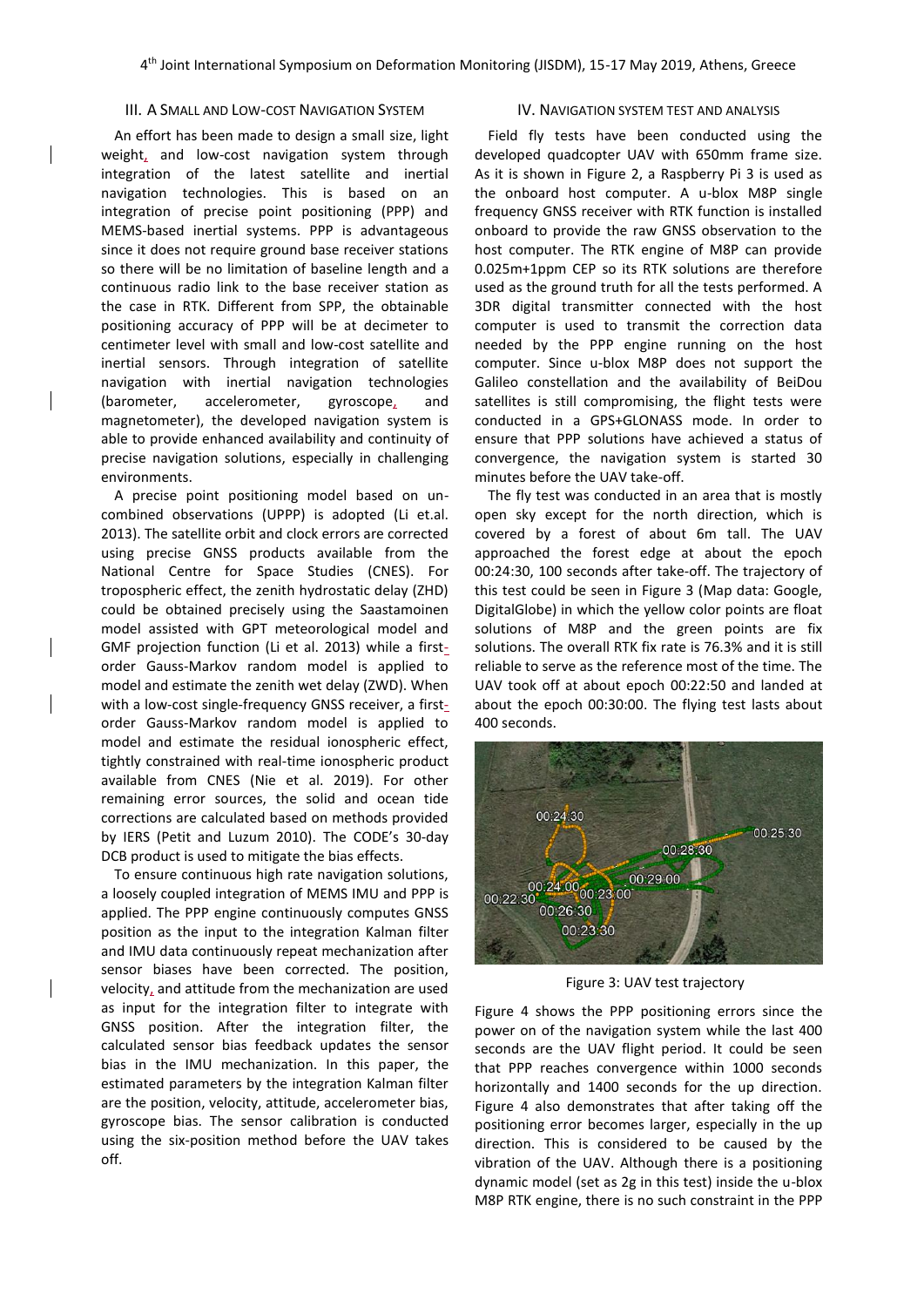## III. A SMALL AND LOW-COST NAVIGATION SYSTEM

An effort has been made to design a small size, light weight, and low-cost navigation system through integration of the latest satellite and inertial navigation technologies. This is based on an integration of precise point positioning (PPP) and MEMS-based inertial systems. PPP is advantageous since it does not require ground base receiver stations so there will be no limitation of baseline length and a continuous radio link to the base receiver station as the case in RTK. Different from SPP, the obtainable positioning accuracy of PPP will be at decimeter to centimeter level with small and low-cost satellite and inertial sensors. Through integration of satellite navigation with inertial navigation technologies (barometer, accelerometer, gyroscope, and magnetometer), the developed navigation system is able to provide enhanced availability and continuity of precise navigation solutions, especially in challenging environments.

A precise point positioning model based on un-combined observations (UPPP) is adopted (Li et.al. 2013). The satellite orbit and clock errors are corrected using precise GNSS products available from the National Centre for Space Studies (CNES). For tropospheric effect, the zenith hydrostatic delay (ZHD) could be obtained precisely using the Saastamoinen model assisted with GPT meteorological model and GMF projection function (Li et al. 2013) while a first-order Gauss-Markov random model is applied to model and estimate the zenith wet delay (ZWD). When with a low-cost single-frequency GNSS receiver, a first-order Gauss-Markov random model is applied to model and estimate the residual ionospheric effect, tightly constrained with real-time ionospheric product available from CNES (Nie et al. 2019). For other remaining error sources, the solid and ocean tide corrections are calculated based on methods provided by IERS (Petit and Luzum 2010). The CODE's 30-day DCB product is used to mitigate the bias effects.

To ensure continuous high rate navigation solutions, a loosely coupled integration of MEMS IMU and PPP is applied. The PPP engine continuously computes GNSS position as the input to the integration Kalman filter and IMU data continuously repeat mechanization after sensor biases have been corrected. The position, velocity, and attitude from the mechanization are used as input for the integration filter to integrate with GNSS position. After the integration filter, the calculated sensor bias feedback updates the sensor bias in the IMU mechanization. In this paper, the estimated parameters by the integration Kalman filter are the position, velocity, attitude, accelerometer bias, gyroscope bias. The sensor calibration is conducted using the six-position method before the UAV takes off.

## IV. NAVIGATION SYSTEM TEST AND ANALYSIS

Field fly tests have been conducted using the developed quadcopter UAV with 650mm frame size. As it is shown in Figure 2, a Raspberry Pi 3 is used as the onboard host computer. A u-blox M8P single frequency GNSS receiver with RTK function is installed onboard to provide the raw GNSS observation to the host computer. The RTK engine of M8P can provide 0.025m+1ppm CEP so its RTK solutions are therefore used as the ground truth for all the tests performed. A 3DR digital transmitter connected with the host computer is used to transmit the correction data needed by the PPP engine running on the host computer. Since u-blox M8P does not support the Galileo constellation and the availability of BeiDou satellites is still compromising, the flight tests were conducted in a GPS+GLONASS mode. In order to ensure that PPP solutions have achieved a status of convergence, the navigation system is started 30 minutes before the UAV take-off.

The fly test was conducted in an area that is mostly open sky except for the north direction, which is covered by a forest of about 6m tall. The UAV approached the forest edge at about the epoch 00:24:30, 100 seconds after take-off. The trajectory of this test could be seen in Figure 3 (Map data: Google, DigitalGlobe) in which the yellow color points are float solutions of M8P and the green points are fix solutions. The overall RTK fix rate is 76.3% and it is still reliable to serve as the reference most of the time. The UAV took off at about epoch 00:22:50 and landed at about the epoch 00:30:00. The flying test lasts about 400 seconds.

Figure 3: UAV test trajectory

Figure 4 shows the PPP positioning errors since the power on of the navigation system while the last 400 seconds are the UAV flight period. It could be seen that PPP reaches convergence within 1000 seconds horizontally and 1400 seconds for the up direction. Figure 4 also demonstrates that after taking off the positioning error becomes larger, especially in the up direction. This is considered to be caused by the vibration of the UAV. Although there is a positioning dynamic model (set as 2g in this test) inside the u-blox M8P RTK engine, there is no such constraint in the PPP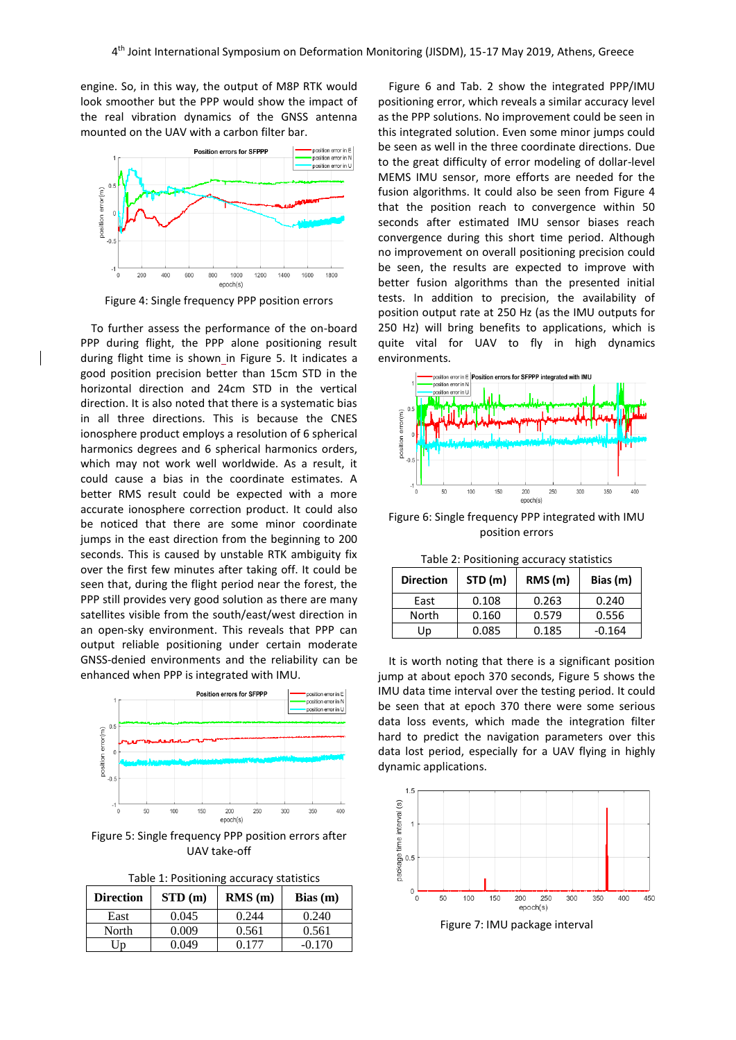engine. So, in this way, the output of M8P RTK would look smoother but the PPP would show the impact of the real vibration dynamics of the GNSS antenna mounted on the UAV with a carbon filter bar.

Figure 4: Single frequency PPP position errors

To further assess the performance of the on-board PPP during flight, the PPP alone positioning result during flight time is shown in Figure 5. It indicates a good position precision better than 15cm STD in the horizontal direction and 24cm STD in the vertical direction. It is also noted that there is a systematic bias in all three directions. This is because the CNES ionosphere product employs a resolution of 6 spherical harmonics degrees and 6 spherical harmonics orders, which may not work well worldwide. As a result, it could cause a bias in the coordinate estimates. A better RMS result could be expected with a more accurate ionosphere correction product. It could also be noticed that there are some minor coordinate jumps in the east direction from the beginning to 200 seconds. This is caused by unstable RTK ambiguity fix over the first few minutes after taking off. It could be seen that, during the flight period near the forest, the PPP still provides very good solution as there are many satellites visible from the south/east/west direction in an open-sky environment. This reveals that PPP can output reliable positioning under certain moderate GNSS-denied environments and the reliability can be enhanced when PPP is integrated with IMU.

Figure 5: Single frequency PPP position errors after UAV take-off

Table 1: Positioning accuracy statistics

| Direction | STD (m) | RMS (m) | Bias (m) |
|---|---|---|---|
| East | 0.045 | 0.244 | 0.240 |
| North | 0.009 | 0.561 | 0.561 |
| Up | 0.049 | 0.177 | -0.170 |

Figure 6 and Tab. 2 show the integrated PPP/IMU positioning error, which reveals a similar accuracy level as the PPP solutions. No improvement could be seen in this integrated solution. Even some minor jumps could be seen as well in the three coordinate directions. Due to the great difficulty of error modeling of dollar-level MEMS IMU sensor, more efforts are needed for the fusion algorithms. It could also be seen from Figure 4 that the position reach to convergence within 50 seconds after estimated IMU sensor biases reach convergence during this short time period. Although no improvement on overall positioning precision could be seen, the results are expected to improve with better fusion algorithms than the presented initial tests. In addition to precision, the availability of position output rate at 250 Hz (as the IMU outputs for 250 Hz) will bring benefits to applications, which is quite vital for UAV to fly in high dynamics environments.

Figure 6: Single frequency PPP integrated with IMU position errors

Table 2: Positioning accuracy statistics

| Direction | STD (m) | RMS (m) | Bias (m) |
|---|---|---|---|
| East | 0.108 | 0.263 | 0.240 |
| North | 0.160 | 0.579 | 0.556 |
| Up | 0.085 | 0.185 | -0.164 |

It is worth noting that there is a significant position jump at about epoch 370 seconds, Figure 5 shows the IMU data time interval over the testing period. It could be seen that at epoch 370 there were some serious data loss events, which made the integration filter hard to predict the navigation parameters over this data lost period, especially for a UAV flying in highly dynamic applications.

Figure 7: IMU package interval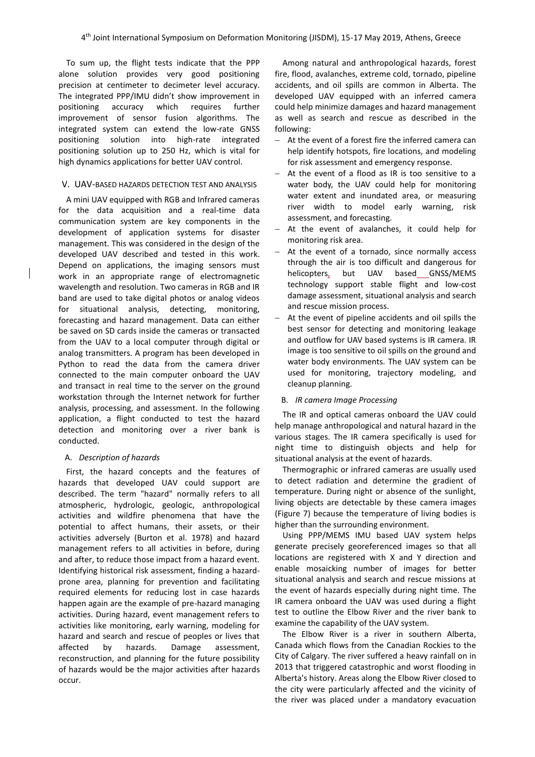To sum up, the flight tests indicate that the PPP alone solution provides very good positioning precision at centimeter to decimeter level accuracy. The integrated PPP/IMU didn't show improvement in positioning accuracy which requires further improvement of sensor fusion algorithms. The integrated system can extend the low-rate GNSS positioning solution into high-rate integrated positioning solution up to 250 Hz, which is vital for high dynamics applications for better UAV control.

## V. UAV-BASED HAZARDS DETECTION TEST AND ANALYSIS

A mini UAV equipped with RGB and Infrared cameras for the data acquisition and a real-time data communication system are key components in the development of application systems for disaster management. This was considered in the design of the developed UAV described and tested in this work. Depend on applications, the imaging sensors must work in an appropriate range of electromagnetic wavelength and resolution. Two cameras in RGB and IR band are used to take digital photos or analog videos for situational analysis, detecting, monitoring, forecasting and hazard management. Data can either be saved on SD cards inside the cameras or transacted from the UAV to a local computer through digital or analog transmitters. A program has been developed in Python to read the data from the camera driver connected to the main computer onboard the UAV and transact in real time to the server on the ground workstation through the Internet network for further analysis, processing, and assessment. In the following application, a flight conducted to test the hazard detection and monitoring over a river bank is conducted.

### A. *Description of hazards*

First, the hazard concepts and the features of hazards that developed UAV could support are described. The term "hazard" normally refers to all atmospheric, hydrologic, geologic, anthropological activities and wildfire phenomena that have the potential to affect humans, their assets, or their activities adversely (Burton et al. 1978) and hazard management refers to all activities in before, during and after, to reduce those impact from a hazard event. Identifying historical risk assessment, finding a hazard-prone area, planning for prevention and facilitating required elements for reducing lost in case hazards happen again are the example of pre-hazard managing activities. During hazard, event management refers to activities like monitoring, early warning, modeling for hazard and search and rescue of peoples or lives that affected by hazards. Damage assessment, reconstruction, and planning for the future possibility of hazards would be the major activities after hazards occur.

Among natural and anthropological hazards, forest fire, flood, avalanches, extreme cold, tornado, pipeline accidents, and oil spills are common in Alberta. The developed UAV equipped with an inferred camera could help minimize damages and hazard management as well as search and rescue as described in the following:

- At the event of a forest fire the inferred camera can help identify hotspots, fire locations, and modeling for risk assessment and emergency response.
- At the event of a flood as IR is too sensitive to a water body, the UAV could help for monitoring water extent and inundated area, or measuring river width to model early warning, risk assessment, and forecasting.
- At the event of avalanches, it could help for monitoring risk area.
- At the event of a tornado, since normally access through the air is too difficult and dangerous for helicopters, but UAV based GNSS/MEMS technology support stable flight and low-cost damage assessment, situational analysis and search and rescue mission process.
- At the event of pipeline accidents and oil spills the best sensor for detecting and monitoring leakage and outflow for UAV based systems is IR camera. IR image is too sensitive to oil spills on the ground and water body environments. The UAV system can be used for monitoring, trajectory modeling, and cleanup planning.

### B. *IR camera Image Processing*

The IR and optical cameras onboard the UAV could help manage anthropological and natural hazard in the various stages. The IR camera specifically is used for night time to distinguish objects and help for situational analysis at the event of hazards.

Thermographic or infrared cameras are usually used to detect radiation and determine the gradient of temperature. During night or absence of the sunlight, living objects are detectable by these camera images (Figure 7) because the temperature of living bodies is higher than the surrounding environment.

Using PPP/MEMS IMU based UAV system helps generate precisely georeferenced images so that all locations are registered with X and Y direction and enable mosaicking number of images for better situational analysis and search and rescue missions at the event of hazards especially during night time. The IR camera onboard the UAV was used during a flight test to outline the Elbow River and the river bank to examine the capability of the UAV system.

The Elbow River is a river in southern Alberta, Canada which flows from the Canadian Rockies to the City of Calgary. The river suffered a heavy rainfall on in 2013 that triggered catastrophic and worst flooding in Alberta's history. Areas along the Elbow River closed to the city were particularly affected and the vicinity of the river was placed under a mandatory evacuation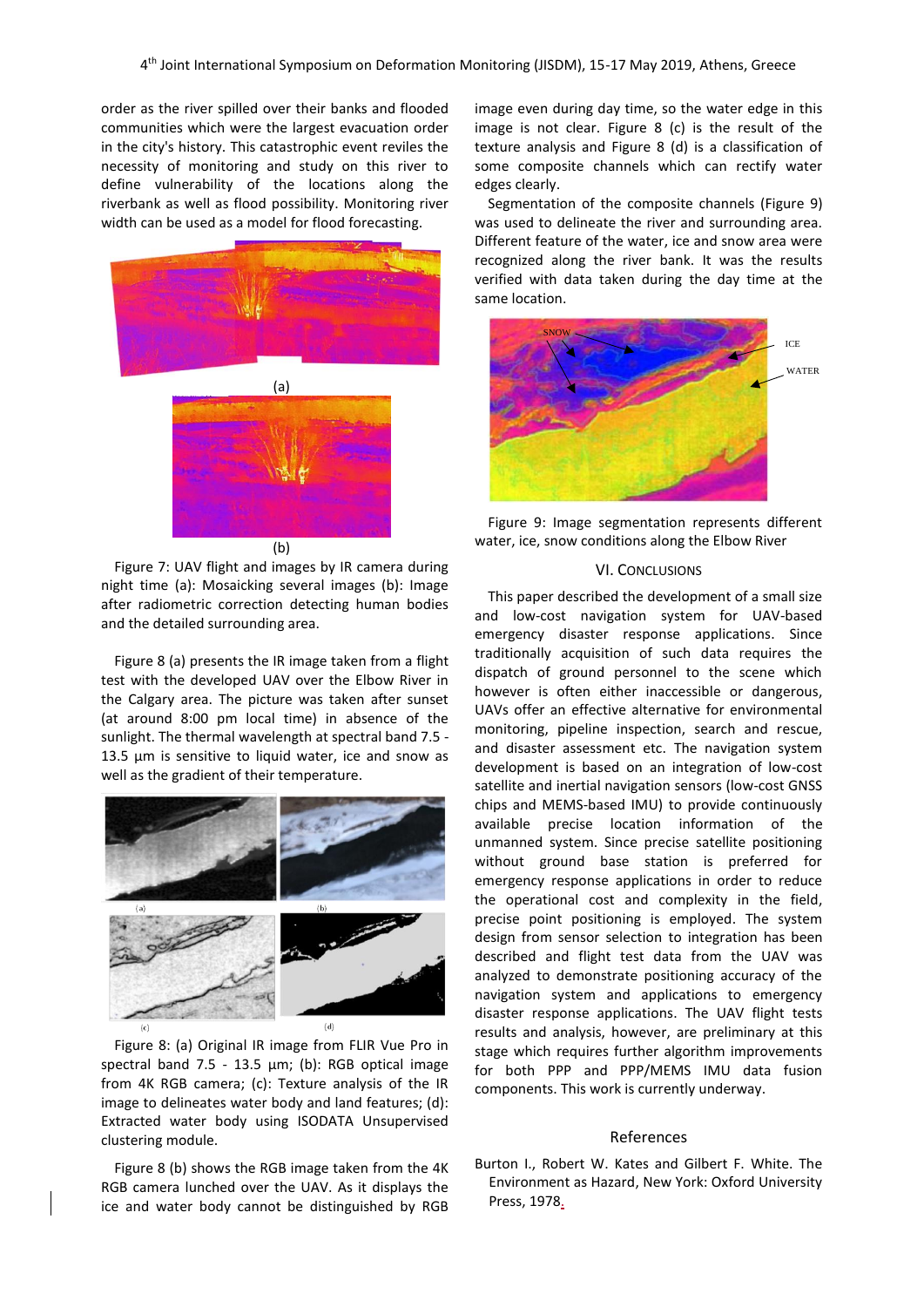order as the river spilled over their banks and flooded communities which were the largest evacuation order in the city's history. This catastrophic event reviles the necessity of monitoring and study on this river to define vulnerability of the locations along the riverbank as well as flood possibility. Monitoring river width can be used as a model for flood forecasting.

(a)

(b)

Figure 7: UAV flight and images by IR camera during night time (a): Mosaicking several images (b): Image after radiometric correction detecting human bodies and the detailed surrounding area.

Figure 8 (a) presents the IR image taken from a flight test with the developed UAV over the Elbow River in the Calgary area. The picture was taken after sunset (at around 8:00 pm local time) in absence of the sunlight. The thermal wavelength at spectral band 7.5 - 13.5 µm is sensitive to liquid water, ice and snow as well as the gradient of their temperature.

Figure 8: (a) Original IR image from FLIR Vue Pro in spectral band 7.5 - 13.5 µm; (b): RGB optical image from 4K RGB camera; (c): Texture analysis of the IR image to delineates water body and land features; (d): Extracted water body using ISODATA Unsupervised clustering module.

Figure 8 (b) shows the RGB image taken from the 4K RGB camera lunched over the UAV. As it displays the ice and water body cannot be distinguished by RGB image even during day time, so the water edge in this image is not clear. Figure 8 (c) is the result of the texture analysis and Figure 8 (d) is a classification of some composite channels which can rectify water edges clearly.

Segmentation of the composite channels (Figure 9) was used to delineate the river and surrounding area. Different feature of the water, ice and snow area were recognized along the river bank. It was the results verified with data taken during the day time at the same location.

Figure 9: Image segmentation represents different water, ice, snow conditions along the Elbow River

## VI. Conclusions

This paper described the development of a small size and low-cost navigation system for UAV-based emergency disaster response applications. Since traditionally acquisition of such data requires the dispatch of ground personnel to the scene which however is often either inaccessible or dangerous, UAVs offer an effective alternative for environmental monitoring, pipeline inspection, search and rescue, and disaster assessment etc. The navigation system development is based on an integration of low-cost satellite and inertial navigation sensors (low-cost GNSS chips and MEMS-based IMU) to provide continuously available precise location information of the unmanned system. Since precise satellite positioning without ground base station is preferred for emergency response applications in order to reduce the operational cost and complexity in the field, precise point positioning is employed. The system design from sensor selection to integration has been described and flight test data from the UAV was analyzed to demonstrate positioning accuracy of the navigation system and applications to emergency disaster response applications. The UAV flight tests results and analysis, however, are preliminary at this stage which requires further algorithm improvements for both PPP and PPP/MEMS IMU data fusion components. This work is currently underway.

## References

Burton I., Robert W. Kates and Gilbert F. White. The Environment as Hazard, New York: Oxford University Press, 1978.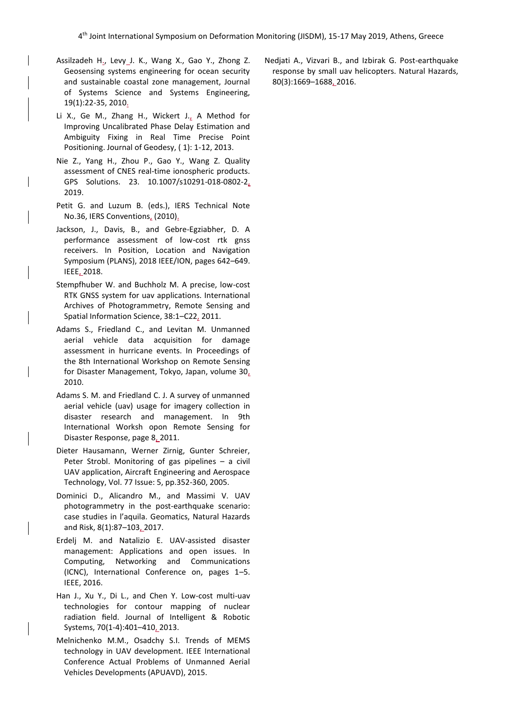Assilzadeh H., Levy J. K., Wang X., Gao Y., Zhong Z. Geosensing systems engineering for ocean security and sustainable coastal zone management, Journal of Systems Science and Systems Engineering, 19(1):22-35, 2010.

Li X., Ge M., Zhang H., Wickert J., A Method for Improving Uncalibrated Phase Delay Estimation and Ambiguity Fixing in Real Time Precise Point Positioning. Journal of Geodesy, ( 1): 1-12, 2013.

Nie Z., Yang H., Zhou P., Gao Y., Wang Z. Quality assessment of CNES real-time ionospheric products. GPS Solutions. 23. 10.1007/s10291-018-0802-2, 2019.

Petit G. and Luzum B. (eds.), IERS Technical Note No.36, IERS Conventions, (2010).

Jackson, J., Davis, B., and Gebre-Egziabher, D. A performance assessment of low-cost rtk gnss receivers. In Position, Location and Navigation Symposium (PLANS), 2018 IEEE/ION, pages 642–649. IEEE, 2018.

Stempfhuber W. and Buchholz M. A precise, low-cost RTK GNSS system for uav applications. International Archives of Photogrammetry, Remote Sensing and Spatial Information Science, 38:1–C22, 2011.

Adams S., Friedland C., and Levitan M. Unmanned aerial vehicle data acquisition for damage assessment in hurricane events. In Proceedings of the 8th International Workshop on Remote Sensing for Disaster Management, Tokyo, Japan, volume 30, 2010.

Adams S. M. and Friedland C. J. A survey of unmanned aerial vehicle (uav) usage for imagery collection in disaster research and management. In 9th International Worksh opon Remote Sensing for Disaster Response, page 8, 2011.

Dieter Hausamann, Werner Zirnig, Gunter Schreier, Peter Strobl. Monitoring of gas pipelines – a civil UAV application, Aircraft Engineering and Aerospace Technology, Vol. 77 Issue: 5, pp.352-360, 2005.

Dominici D., Alicandro M., and Massimi V. UAV photogrammetry in the post-earthquake scenario: case studies in l'aquila. Geomatics, Natural Hazards and Risk, 8(1):87–103, 2017.

Erdelj M. and Natalizio E. UAV-assisted disaster management: Applications and open issues. In Computing, Networking and Communications (ICNC), International Conference on, pages 1–5. IEEE, 2016.

Han J., Xu Y., Di L., and Chen Y. Low-cost multi-uav technologies for contour mapping of nuclear radiation field. Journal of Intelligent & Robotic Systems, 70(1-4):401–410, 2013.

Melnichenko M.M., Osadchy S.I. Trends of MEMS technology in UAV development. IEEE International Conference Actual Problems of Unmanned Aerial Vehicles Developments (APUAVD), 2015.

Nedjati A., Vizvari B., and Izbirak G. Post-earthquake response by small uav helicopters. Natural Hazards, 80(3):1669–1688, 2016.